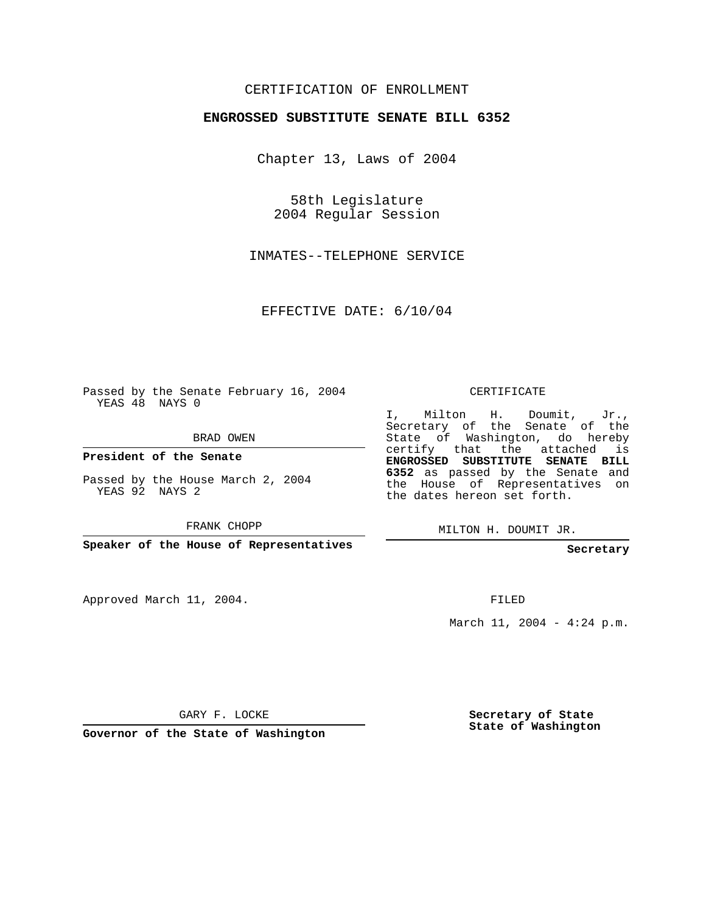CERTIFICATION OF ENROLLMENT

**ENGROSSED SUBSTITUTE SENATE BILL 6352**

Chapter 13, Laws of 2004

58th Legislature
2004 Regular Session

INMATES--TELEPHONE SERVICE

EFFECTIVE DATE: 6/10/04

Passed by the Senate February 16, 2004
YEAS 48 NAYS 0

BRAD OWEN

**President of the Senate**

Passed by the House March 2, 2004
YEAS 92 NAYS 2

FRANK CHOPP

**Speaker of the House of Representatives**

Approved March 11, 2004.

GARY F. LOCKE

**Governor of the State of Washington**

CERTIFICATE

I, Milton H. Doumit, Jr., Secretary of the Senate of the State of Washington, do hereby certify that the attached is **ENGROSSED SUBSTITUTE SENATE BILL 6352** as passed by the Senate and the House of Representatives on the dates hereon set forth.

MILTON H. DOUMIT JR.

**Secretary**

FILED

March 11, 2004 - 4:24 p.m.

**Secretary of State**
**State of Washington**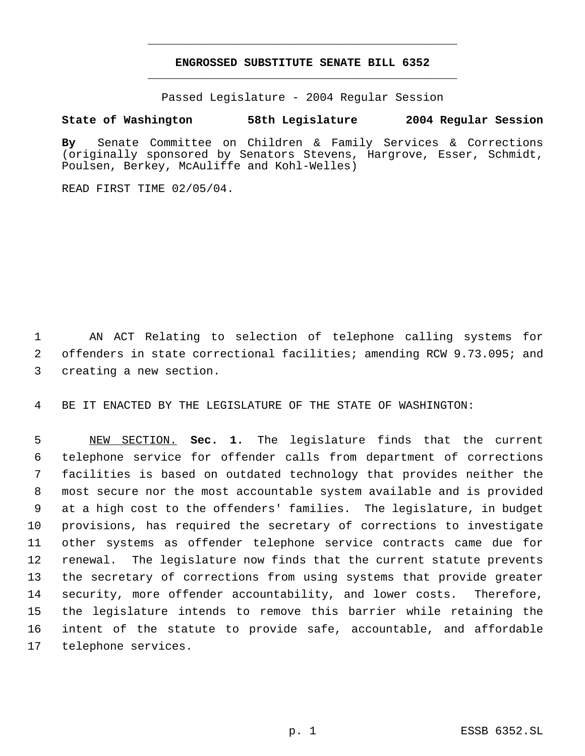# ENGROSSED SUBSTITUTE SENATE BILL 6352

Passed Legislature - 2004 Regular Session

**State of Washington 58th Legislature 2004 Regular Session**

**By** Senate Committee on Children & Family Services & Corrections (originally sponsored by Senators Stevens, Hargrove, Esser, Schmidt, Poulsen, Berkey, McAuliffe and Kohl-Welles)

READ FIRST TIME 02/05/04.

AN ACT Relating to selection of telephone calling systems for offenders in state correctional facilities; amending RCW 9.73.095; and creating a new section.

BE IT ENACTED BY THE LEGISLATURE OF THE STATE OF WASHINGTON:

NEW SECTION. **Sec. 1.** The legislature finds that the current telephone service for offender calls from department of corrections facilities is based on outdated technology that provides neither the most secure nor the most accountable system available and is provided at a high cost to the offenders' families. The legislature, in budget provisions, has required the secretary of corrections to investigate other systems as offender telephone service contracts came due for renewal. The legislature now finds that the current statute prevents the secretary of corrections from using systems that provide greater security, more offender accountability, and lower costs. Therefore, the legislature intends to remove this barrier while retaining the intent of the statute to provide safe, accountable, and affordable telephone services.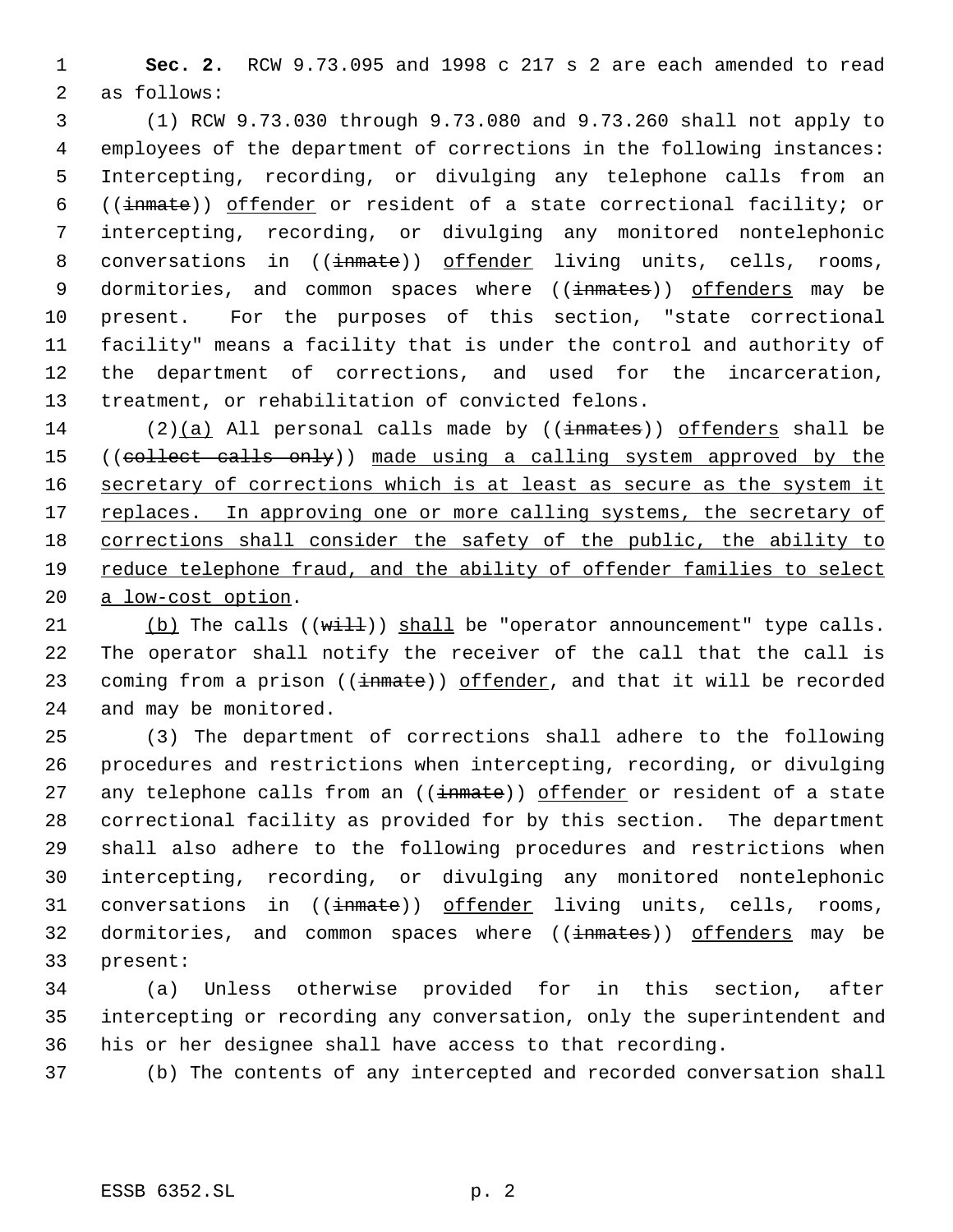**Sec. 2.** RCW 9.73.095 and 1998 c 217 s 2 are each amended to read as follows:

(1) RCW 9.73.030 through 9.73.080 and 9.73.260 shall not apply to employees of the department of corrections in the following instances: Intercepting, recording, or divulging any telephone calls from an ((~~inmate~~)) offender or resident of a state correctional facility; or intercepting, recording, or divulging any monitored nontelephonic conversations in ((~~inmate~~)) offender living units, cells, rooms, dormitories, and common spaces where ((~~inmates~~)) offenders may be present. For the purposes of this section, "state correctional facility" means a facility that is under the control and authority of the department of corrections, and used for the incarceration, treatment, or rehabilitation of convicted felons.

(2)(a) All personal calls made by ((~~inmates~~)) offenders shall be ((~~collect calls only~~)) made using a calling system approved by the secretary of corrections which is at least as secure as the system it replaces. In approving one or more calling systems, the secretary of corrections shall consider the safety of the public, the ability to reduce telephone fraud, and the ability of offender families to select a low-cost option.

(b) The calls ((~~will~~)) shall be "operator announcement" type calls. The operator shall notify the receiver of the call that the call is coming from a prison ((~~inmate~~)) offender, and that it will be recorded and may be monitored.

(3) The department of corrections shall adhere to the following procedures and restrictions when intercepting, recording, or divulging any telephone calls from an ((~~inmate~~)) offender or resident of a state correctional facility as provided for by this section. The department shall also adhere to the following procedures and restrictions when intercepting, recording, or divulging any monitored nontelephonic conversations in ((~~inmate~~)) offender living units, cells, rooms, dormitories, and common spaces where ((~~inmates~~)) offenders may be present:

(a) Unless otherwise provided for in this section, after intercepting or recording any conversation, only the superintendent and his or her designee shall have access to that recording.

(b) The contents of any intercepted and recorded conversation shall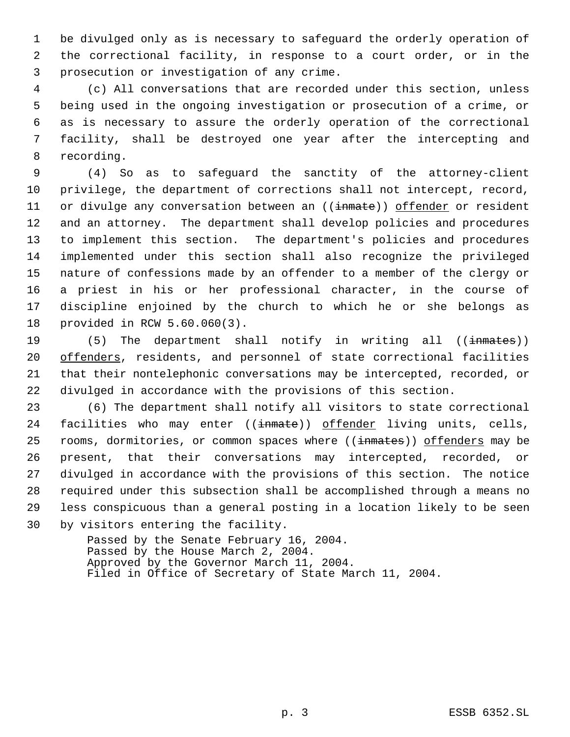be divulged only as is necessary to safeguard the orderly operation of the correctional facility, in response to a court order, or in the prosecution or investigation of any crime.

(c) All conversations that are recorded under this section, unless being used in the ongoing investigation or prosecution of a crime, or as is necessary to assure the orderly operation of the correctional facility, shall be destroyed one year after the intercepting and recording.

(4) So as to safeguard the sanctity of the attorney-client privilege, the department of corrections shall not intercept, record, or divulge any conversation between an ((~~inmate~~)) <u>offender</u> or resident and an attorney. The department shall develop policies and procedures to implement this section. The department's policies and procedures implemented under this section shall also recognize the privileged nature of confessions made by an offender to a member of the clergy or a priest in his or her professional character, in the course of discipline enjoined by the church to which he or she belongs as provided in RCW 5.60.060(3).

(5) The department shall notify in writing all ((~~inmates~~)) <u>offenders</u>, residents, and personnel of state correctional facilities that their nontelephonic conversations may be intercepted, recorded, or divulged in accordance with the provisions of this section.

(6) The department shall notify all visitors to state correctional facilities who may enter ((~~inmate~~)) <u>offender</u> living units, cells, rooms, dormitories, or common spaces where ((~~inmates~~)) <u>offenders</u> may be present, that their conversations may intercepted, recorded, or divulged in accordance with the provisions of this section. The notice required under this subsection shall be accomplished through a means no less conspicuous than a general posting in a location likely to be seen by visitors entering the facility.

Passed by the Senate February 16, 2004.
Passed by the House March 2, 2004.
Approved by the Governor March 11, 2004.
Filed in Office of Secretary of State March 11, 2004.